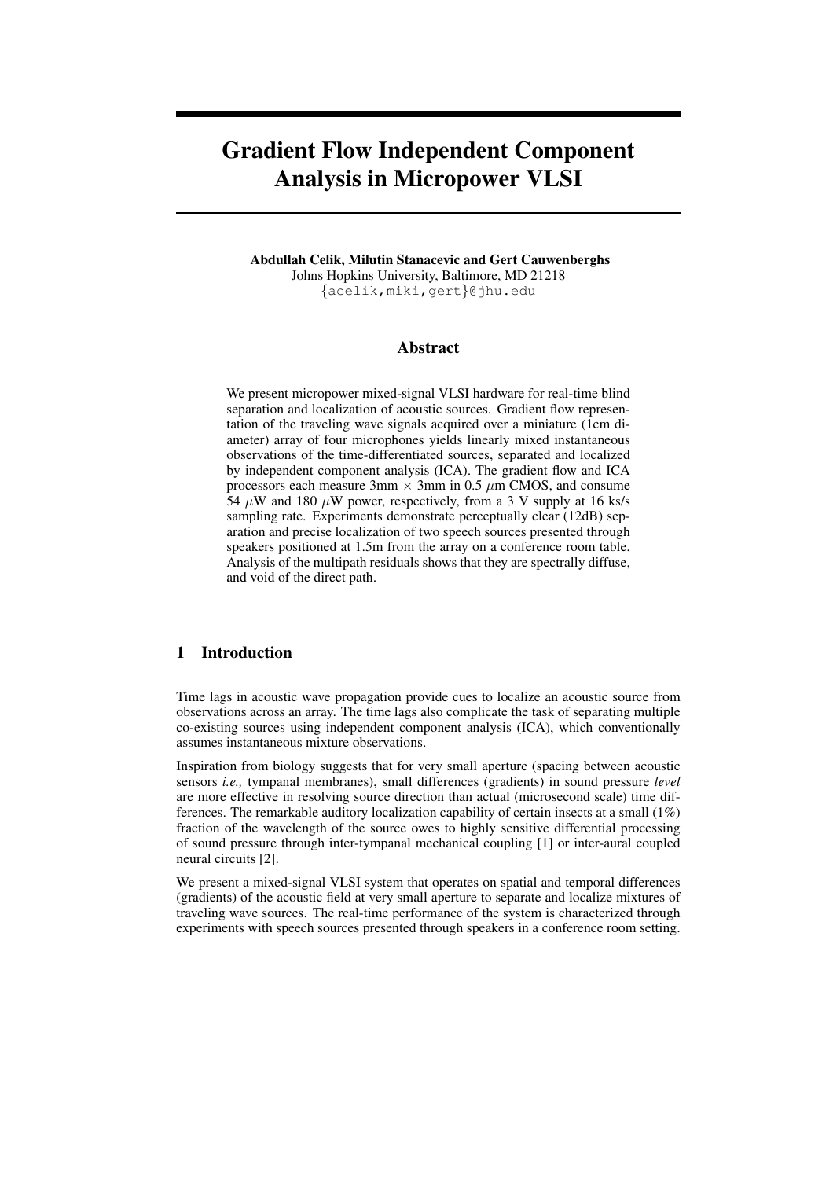# Gradient Flow Independent Component Analysis in Micropower VLSI

**Abdullah Celik, Milutin Stanacevic and Gert Cauwenberghs**
Johns Hopkins University, Baltimore, MD 21218
{acelik,miki,gert}@jhu.edu

## Abstract

We present micropower mixed-signal VLSI hardware for real-time blind separation and localization of acoustic sources. Gradient flow representation of the traveling wave signals acquired over a miniature (1cm diameter) array of four microphones yields linearly mixed instantaneous observations of the time-differentiated sources, separated and localized by independent component analysis (ICA). The gradient flow and ICA processors each measure 3mm $\times$ 3mm in 0.5 $\mu$m CMOS, and consume 54 $\mu$W and 180 $\mu$W power, respectively, from a 3 V supply at 16 ks/s sampling rate. Experiments demonstrate perceptually clear (12dB) separation and precise localization of two speech sources presented through speakers positioned at 1.5m from the array on a conference room table. Analysis of the multipath residuals shows that they are spectrally diffuse, and void of the direct path.

## 1 Introduction

Time lags in acoustic wave propagation provide cues to localize an acoustic source from observations across an array. The time lags also complicate the task of separating multiple co-existing sources using independent component analysis (ICA), which conventionally assumes instantaneous mixture observations.

Inspiration from biology suggests that for very small aperture (spacing between acoustic sensors *i.e.,* tympanal membranes), small differences (gradients) in sound pressure *level* are more effective in resolving source direction than actual (microsecond scale) time differences. The remarkable auditory localization capability of certain insects at a small (1%) fraction of the wavelength of the source owes to highly sensitive differential processing of sound pressure through inter-tympanal mechanical coupling [1] or inter-aural coupled neural circuits [2].

We present a mixed-signal VLSI system that operates on spatial and temporal differences (gradients) of the acoustic field at very small aperture to separate and localize mixtures of traveling wave sources. The real-time performance of the system is characterized through experiments with speech sources presented through speakers in a conference room setting.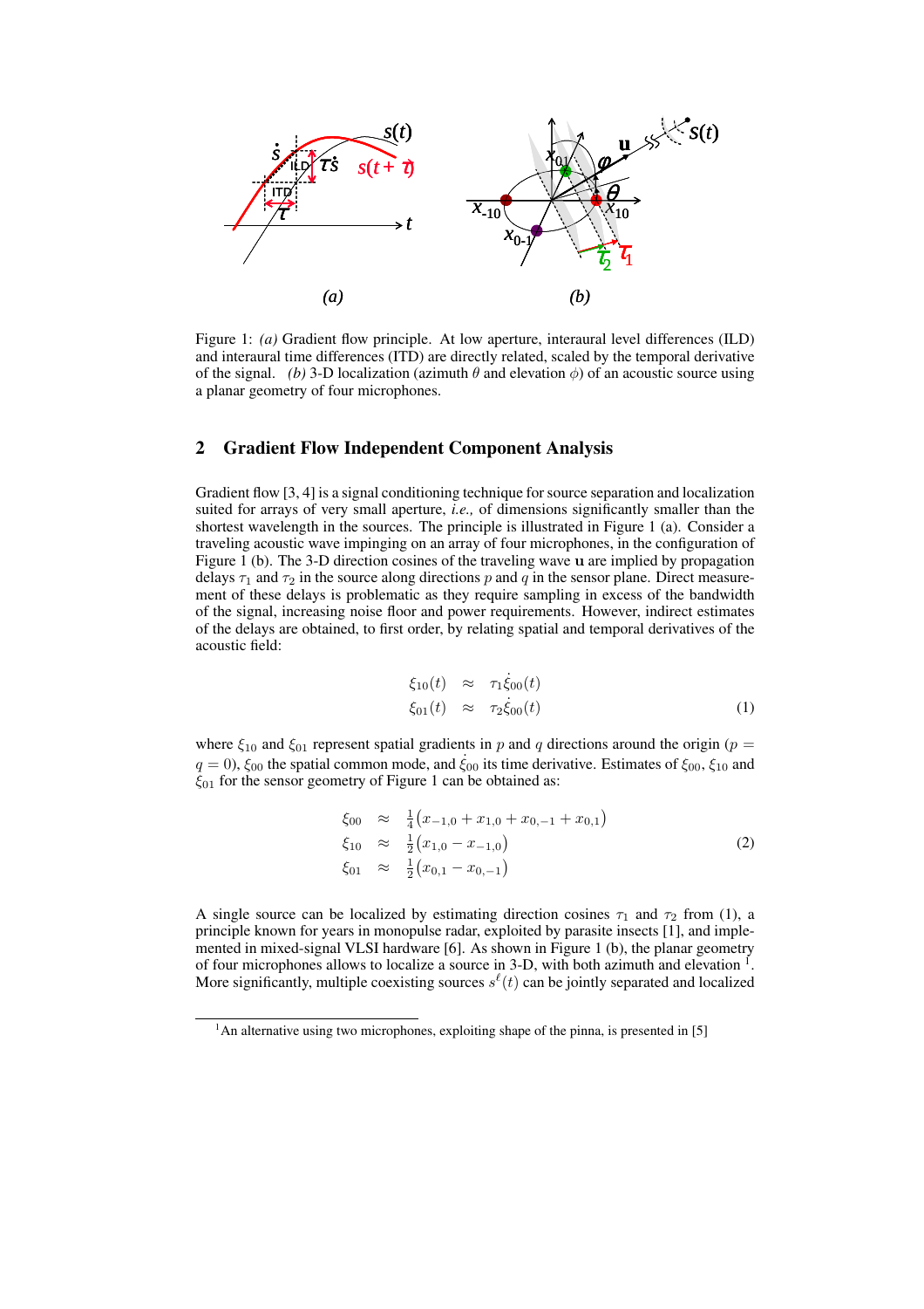Figure 1: *(a)* Gradient flow principle. At low aperture, interaural level differences (ILD) and interaural time differences (ITD) are directly related, scaled by the temporal derivative of the signal. *(b)* 3-D localization (azimuth $\theta$ and elevation $\phi$) of an acoustic source using a planar geometry of four microphones.

## 2 Gradient Flow Independent Component Analysis

Gradient flow [3, 4] is a signal conditioning technique for source separation and localization suited for arrays of very small aperture, *i.e.,* of dimensions significantly smaller than the shortest wavelength in the sources. The principle is illustrated in Figure 1 (a). Consider a traveling acoustic wave impinging on an array of four microphones, in the configuration of Figure 1 (b). The 3-D direction cosines of the traveling wave $\mathbf{u}$ are implied by propagation delays $\tau_1$ and $\tau_2$ in the source along directions $p$ and $q$ in the sensor plane. Direct measurement of these delays is problematic as they require sampling in excess of the bandwidth of the signal, increasing noise floor and power requirements. However, indirect estimates of the delays are obtained, to first order, by relating spatial and temporal derivatives of the acoustic field:

$$
\begin{aligned}
\xi_{10}(t) &\approx \tau_1 \dot{\xi}_{00}(t) \\
\xi_{01}(t) &\approx \tau_2 \dot{\xi}_{00}(t)
\end{aligned}
\tag{1}
$$

where $\xi_{10}$ and $\xi_{01}$ represent spatial gradients in $p$ and $q$ directions around the origin ($p = q = 0$), $\xi_{00}$ the spatial common mode, and $\dot{\xi}_{00}$ its time derivative. Estimates of $\xi_{00}$, $\xi_{10}$ and $\xi_{01}$ for the sensor geometry of Figure 1 can be obtained as:

$$
\begin{aligned}
\xi_{00} &\approx \tfrac{1}{4}\big(x_{-1,0} + x_{1,0} + x_{0,-1} + x_{0,1}\big) \\
\xi_{10} &\approx \tfrac{1}{2}\big(x_{1,0} - x_{-1,0}\big) \\
\xi_{01} &\approx \tfrac{1}{2}\big(x_{0,1} - x_{0,-1}\big)
\end{aligned}
\tag{2}
$$

A single source can be localized by estimating direction cosines $\tau_1$ and $\tau_2$ from (1), a principle known for years in monopulse radar, exploited by parasite insects [1], and implemented in mixed-signal VLSI hardware [6]. As shown in Figure 1 (b), the planar geometry of four microphones allows to localize a source in 3-D, with both azimuth and elevation [1]. More significantly, multiple coexisting sources $s^\ell(t)$ can be jointly separated and localized

[1] An alternative using two microphones, exploiting shape of the pinna, is presented in [5]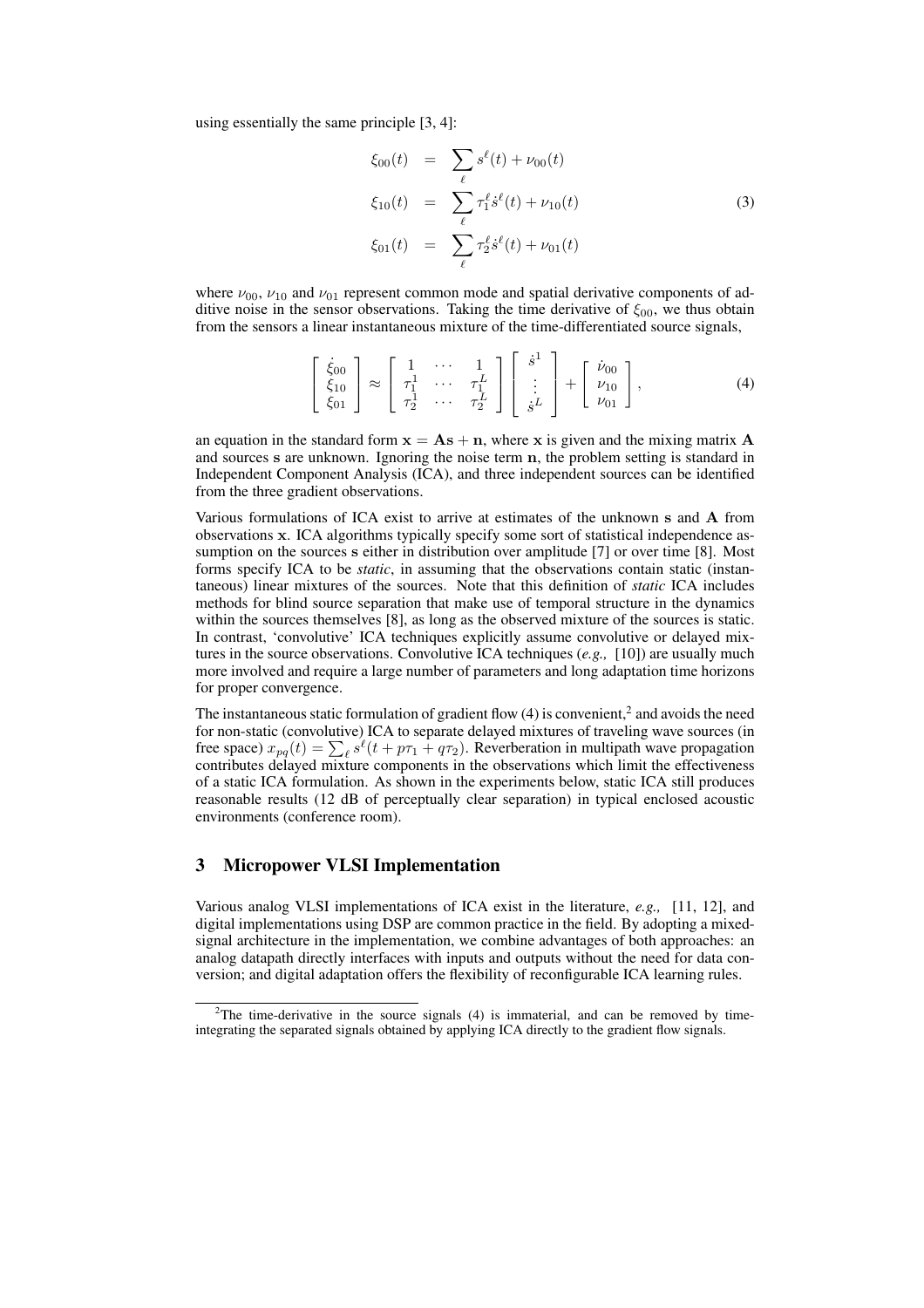using essentially the same principle [3, 4]:

$$
\begin{aligned}
\xi_{00}(t) &= \sum_{\ell} s^{\ell}(t) + \nu_{00}(t) \\
\xi_{10}(t) &= \sum_{\ell} \tau_1^{\ell} \dot{s}^{\ell}(t) + \nu_{10}(t) \\
\xi_{01}(t) &= \sum_{\ell} \tau_2^{\ell} \dot{s}^{\ell}(t) + \nu_{01}(t)
\end{aligned}
\tag{3}
$$

where $\nu_{00}$, $\nu_{10}$ and $\nu_{01}$ represent common mode and spatial derivative components of additive noise in the sensor observations. Taking the time derivative of $\xi_{00}$, we thus obtain from the sensors a linear instantaneous mixture of the time-differentiated source signals,

$$
\begin{bmatrix} \dot{\xi}_{00} \\ \xi_{10} \\ \xi_{01} \end{bmatrix} \approx \begin{bmatrix} 1 & \cdots & 1 \\ \tau_1^1 & \cdots & \tau_1^L \\ \tau_2^1 & \cdots & \tau_2^L \end{bmatrix} \begin{bmatrix} \dot{s}^1 \\ \vdots \\ \dot{s}^L \end{bmatrix} + \begin{bmatrix} \dot{\nu}_{00} \\ \nu_{10} \\ \nu_{01} \end{bmatrix}, \tag{4}
$$

an equation in the standard form $\mathbf{x} = \mathbf{A}\mathbf{s} + \mathbf{n}$, where $\mathbf{x}$ is given and the mixing matrix $\mathbf{A}$ and sources $\mathbf{s}$ are unknown. Ignoring the noise term $\mathbf{n}$, the problem setting is standard in Independent Component Analysis (ICA), and three independent sources can be identified from the three gradient observations.

Various formulations of ICA exist to arrive at estimates of the unknown $\mathbf{s}$ and $\mathbf{A}$ from observations $\mathbf{x}$. ICA algorithms typically specify some sort of statistical independence assumption on the sources $\mathbf{s}$ either in distribution over amplitude [7] or over time [8]. Most forms specify ICA to be *static*, in assuming that the observations contain static (instantaneous) linear mixtures of the sources. Note that this definition of *static* ICA includes methods for blind source separation that make use of temporal structure in the dynamics within the sources themselves [8], as long as the observed mixture of the sources is static. In contrast, 'convolutive' ICA techniques explicitly assume convolutive or delayed mixtures in the source observations. Convolutive ICA techniques (*e.g.,* [10]) are usually much more involved and require a large number of parameters and long adaptation time horizons for proper convergence.

The instantaneous static formulation of gradient flow (4) is convenient,[2] and avoids the need for non-static (convolutive) ICA to separate delayed mixtures of traveling wave sources (in free space) $x_{pq}(t) = \sum_{\ell} s^{\ell}(t + p\tau_1 + q\tau_2)$. Reverberation in multipath wave propagation contributes delayed mixture components in the observations which limit the effectiveness of a static ICA formulation. As shown in the experiments below, static ICA still produces reasonable results (12 dB of perceptually clear separation) in typical enclosed acoustic environments (conference room).

## 3 Micropower VLSI Implementation

Various analog VLSI implementations of ICA exist in the literature, *e.g.,* [11, 12], and digital implementations using DSP are common practice in the field. By adopting a mixed-signal architecture in the implementation, we combine advantages of both approaches: an analog datapath directly interfaces with inputs and outputs without the need for data conversion; and digital adaptation offers the flexibility of reconfigurable ICA learning rules.

[2] The time-derivative in the source signals (4) is immaterial, and can be removed by time-integrating the separated signals obtained by applying ICA directly to the gradient flow signals.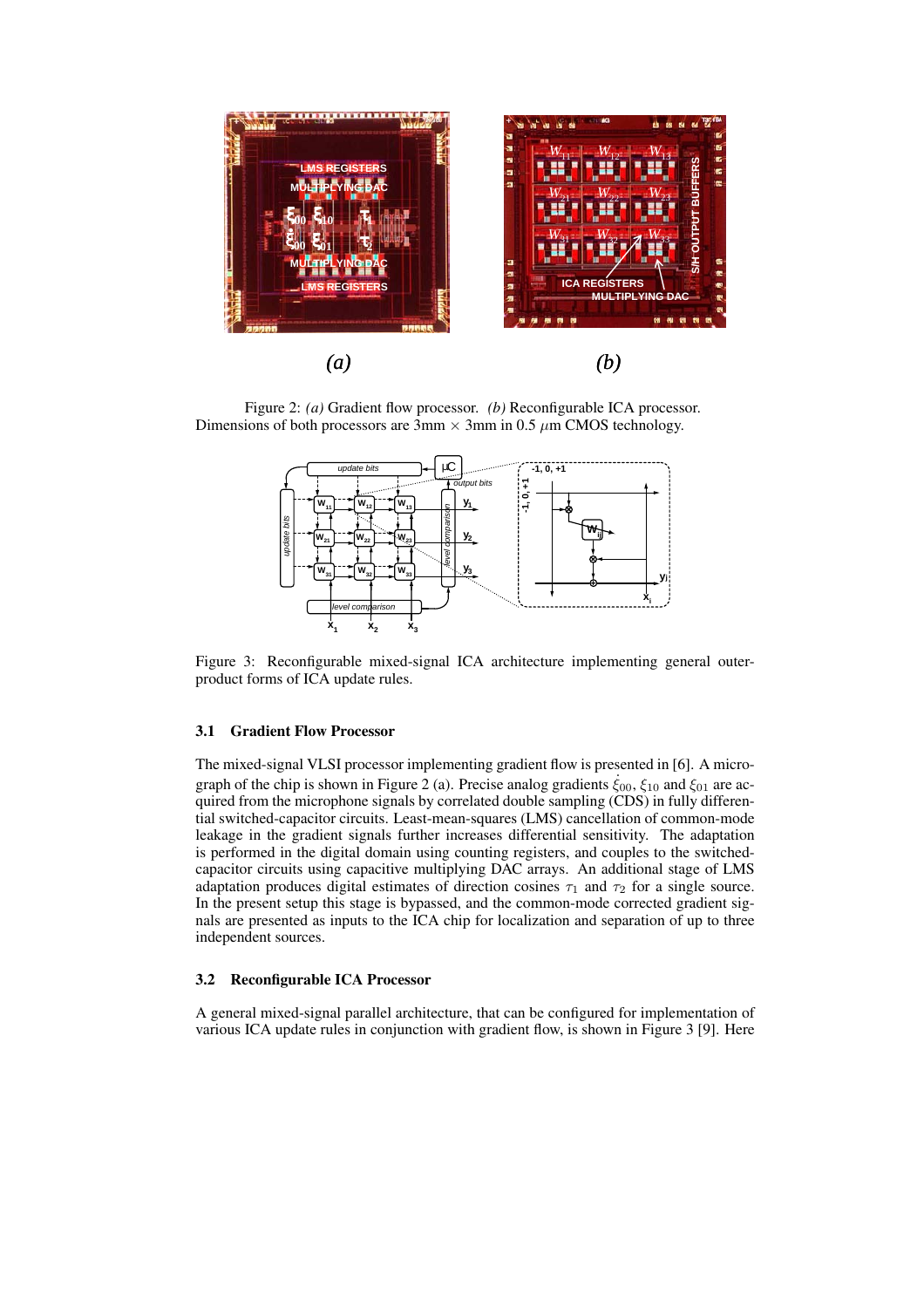Figure 2: *(a)* Gradient flow processor. *(b)* Reconfigurable ICA processor. Dimensions of both processors are 3mm × 3mm in 0.5 $\mu$m CMOS technology.

Figure 3: Reconfigurable mixed-signal ICA architecture implementing general outer-product forms of ICA update rules.

### 3.1 Gradient Flow Processor

The mixed-signal VLSI processor implementing gradient flow is presented in [6]. A micrograph of the chip is shown in Figure 2 (a). Precise analog gradients $\dot{\xi}_{00}$, $\xi_{10}$ and $\xi_{01}$ are acquired from the microphone signals by correlated double sampling (CDS) in fully differential switched-capacitor circuits. Least-mean-squares (LMS) cancellation of common-mode leakage in the gradient signals further increases differential sensitivity. The adaptation is performed in the digital domain using counting registers, and couples to the switched-capacitor circuits using capacitive multiplying DAC arrays. An additional stage of LMS adaptation produces digital estimates of direction cosines $\tau_1$ and $\tau_2$ for a single source. In the present setup this stage is bypassed, and the common-mode corrected gradient signals are presented as inputs to the ICA chip for localization and separation of up to three independent sources.

### 3.2 Reconfigurable ICA Processor

A general mixed-signal parallel architecture, that can be configured for implementation of various ICA update rules in conjunction with gradient flow, is shown in Figure 3 [9]. Here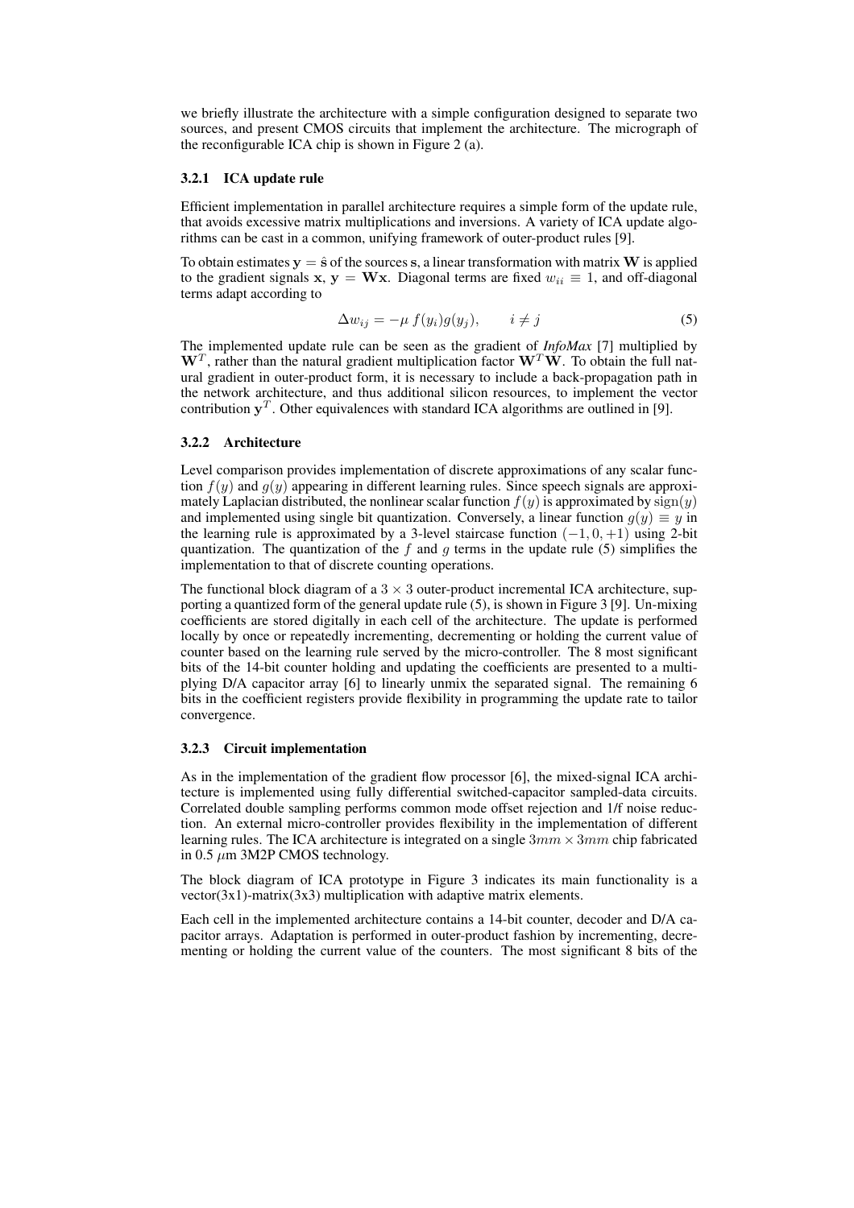we briefly illustrate the architecture with a simple configuration designed to separate two sources, and present CMOS circuits that implement the architecture. The micrograph of the reconfigurable ICA chip is shown in Figure 2 (a).

### 3.2.1 ICA update rule

Efficient implementation in parallel architecture requires a simple form of the update rule, that avoids excessive matrix multiplications and inversions. A variety of ICA update algorithms can be cast in a common, unifying framework of outer-product rules [9].

To obtain estimates $\mathbf{y} = \hat{\mathbf{s}}$ of the sources $\mathbf{s}$, a linear transformation with matrix $\mathbf{W}$ is applied to the gradient signals $\mathbf{x}$, $\mathbf{y} = \mathbf{W}\mathbf{x}$. Diagonal terms are fixed $w_{ii} \equiv 1$, and off-diagonal terms adapt according to

$$\Delta w_{ij} = -\mu \, f(y_i) g(y_j), \qquad i \neq j \tag{5}$$

The implemented update rule can be seen as the gradient of *InfoMax* [7] multiplied by $\mathbf{W}^T$, rather than the natural gradient multiplication factor $\mathbf{W}^T\mathbf{W}$. To obtain the full natural gradient in outer-product form, it is necessary to include a back-propagation path in the network architecture, and thus additional silicon resources, to implement the vector contribution $\mathbf{y}^T$. Other equivalences with standard ICA algorithms are outlined in [9].

### 3.2.2 Architecture

Level comparison provides implementation of discrete approximations of any scalar function $f(y)$ and $g(y)$ appearing in different learning rules. Since speech signals are approximately Laplacian distributed, the nonlinear scalar function $f(y)$ is approximated by $\text{sign}(y)$ and implemented using single bit quantization. Conversely, a linear function $g(y) \equiv y$ in the learning rule is approximated by a 3-level staircase function $(-1, 0, +1)$ using 2-bit quantization. The quantization of the $f$ and $g$ terms in the update rule (5) simplifies the implementation to that of discrete counting operations.

The functional block diagram of a $3 \times 3$ outer-product incremental ICA architecture, supporting a quantized form of the general update rule (5), is shown in Figure 3 [9]. Un-mixing coefficients are stored digitally in each cell of the architecture. The update is performed locally by once or repeatedly incrementing, decrementing or holding the current value of counter based on the learning rule served by the micro-controller. The 8 most significant bits of the 14-bit counter holding and updating the coefficients are presented to a multiplying D/A capacitor array [6] to linearly unmix the separated signal. The remaining 6 bits in the coefficient registers provide flexibility in programming the update rate to tailor convergence.

### 3.2.3 Circuit implementation

As in the implementation of the gradient flow processor [6], the mixed-signal ICA architecture is implemented using fully differential switched-capacitor sampled-data circuits. Correlated double sampling performs common mode offset rejection and 1/f noise reduction. An external micro-controller provides flexibility in the implementation of different learning rules. The ICA architecture is integrated on a single $3mm \times 3mm$ chip fabricated in 0.5 $\mu$m 3M2P CMOS technology.

The block diagram of ICA prototype in Figure 3 indicates its main functionality is a vector(3x1)-matrix(3x3) multiplication with adaptive matrix elements.

Each cell in the implemented architecture contains a 14-bit counter, decoder and D/A capacitor arrays. Adaptation is performed in outer-product fashion by incrementing, decrementing or holding the current value of the counters. The most significant 8 bits of the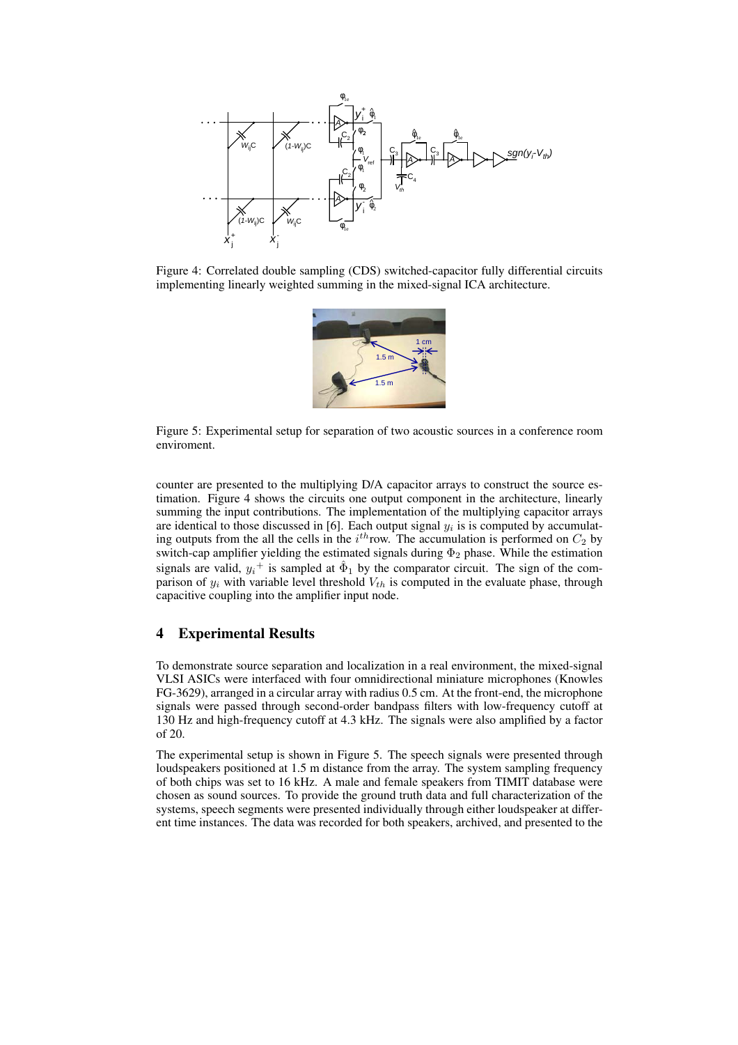Figure 4: Correlated double sampling (CDS) switched-capacitor fully differential circuits implementing linearly weighted summing in the mixed-signal ICA architecture.

Figure 5: Experimental setup for separation of two acoustic sources in a conference room enviroment.

counter are presented to the multiplying D/A capacitor arrays to construct the source estimation. Figure 4 shows the circuits one output component in the architecture, linearly summing the input contributions. The implementation of the multiplying capacitor arrays are identical to those discussed in [6]. Each output signal $y_i$ is is computed by accumulating outputs from the all the cells in the $i^{th}$row. The accumulation is performed on $C_2$ by switch-cap amplifier yielding the estimated signals during $\Phi_2$ phase. While the estimation signals are valid, ${y_i}^+$ is sampled at $\hat{\Phi}_1$ by the comparator circuit. The sign of the comparison of $y_i$ with variable level threshold $V_{th}$ is computed in the evaluate phase, through capacitive coupling into the amplifier input node.

## 4 Experimental Results

To demonstrate source separation and localization in a real environment, the mixed-signal VLSI ASICs were interfaced with four omnidirectional miniature microphones (Knowles FG-3629), arranged in a circular array with radius 0.5 cm. At the front-end, the microphone signals were passed through second-order bandpass filters with low-frequency cutoff at 130 Hz and high-frequency cutoff at 4.3 kHz. The signals were also amplified by a factor of 20.

The experimental setup is shown in Figure 5. The speech signals were presented through loudspeakers positioned at 1.5 m distance from the array. The system sampling frequency of both chips was set to 16 kHz. A male and female speakers from TIMIT database were chosen as sound sources. To provide the ground truth data and full characterization of the systems, speech segments were presented individually through either loudspeaker at different time instances. The data was recorded for both speakers, archived, and presented to the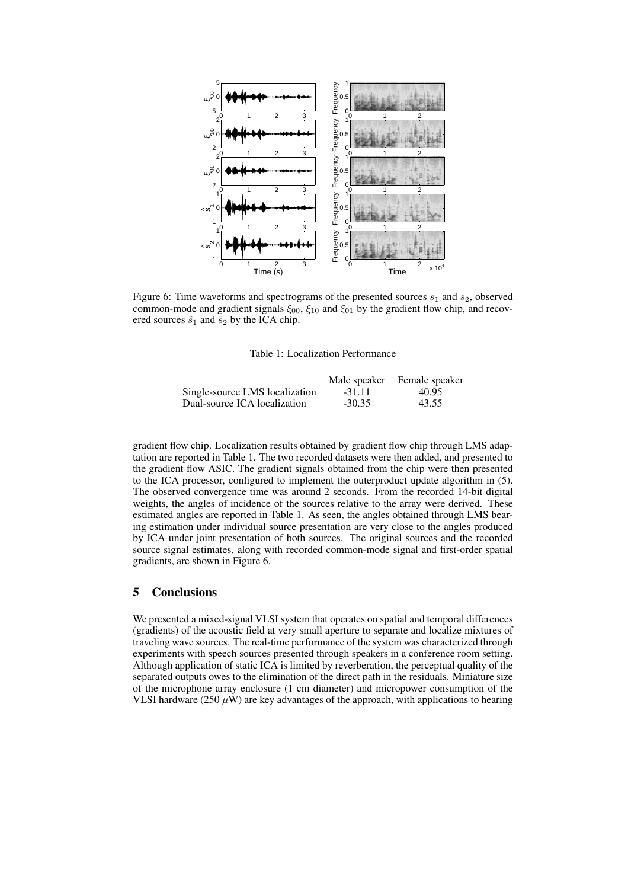Figure 6: Time waveforms and spectrograms of the presented sources $s_1$ and $s_2$, observed common-mode and gradient signals $\xi_{00}$, $\xi_{10}$ and $\xi_{01}$ by the gradient flow chip, and recovered sources $\hat{s}_1$ and $\hat{s}_2$ by the ICA chip.

Table 1: Localization Performance

| | Male speaker | Female speaker |
|---|---|---|
| Single-source LMS localization | -31.11 | 40.95 |
| Dual-source ICA localization | -30.35 | 43.55 |

gradient flow chip. Localization results obtained by gradient flow chip through LMS adaptation are reported in Table 1. The two recorded datasets were then added, and presented to the gradient flow ASIC. The gradient signals obtained from the chip were then presented to the ICA processor, configured to implement the outerproduct update algorithm in (5). The observed convergence time was around 2 seconds. From the recorded 14-bit digital weights, the angles of incidence of the sources relative to the array were derived. These estimated angles are reported in Table 1. As seen, the angles obtained through LMS bearing estimation under individual source presentation are very close to the angles produced by ICA under joint presentation of both sources. The original sources and the recorded source signal estimates, along with recorded common-mode signal and first-order spatial gradients, are shown in Figure 6.

## 5 Conclusions

We presented a mixed-signal VLSI system that operates on spatial and temporal differences (gradients) of the acoustic field at very small aperture to separate and localize mixtures of traveling wave sources. The real-time performance of the system was characterized through experiments with speech sources presented through speakers in a conference room setting. Although application of static ICA is limited by reverberation, the perceptual quality of the separated outputs owes to the elimination of the direct path in the residuals. Miniature size of the microphone array enclosure (1 cm diameter) and micropower consumption of the VLSI hardware (250 $\mu$W) are key advantages of the approach, with applications to hearing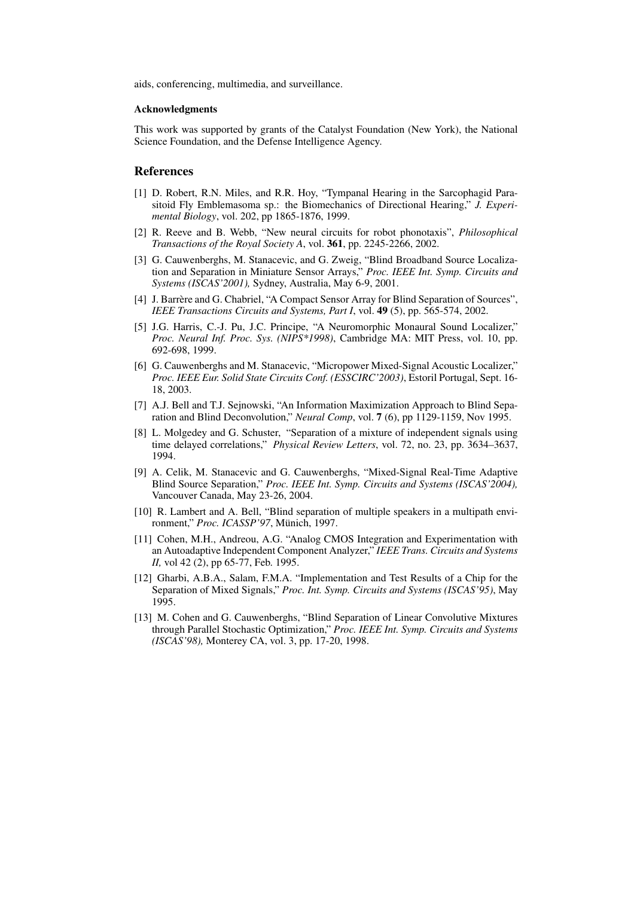aids, conferencing, multimedia, and surveillance.

### Acknowledgments

This work was supported by grants of the Catalyst Foundation (New York), the National Science Foundation, and the Defense Intelligence Agency.

## References

[1] D. Robert, R.N. Miles, and R.R. Hoy, "Tympanal Hearing in the Sarcophagid Parasitoid Fly Emblemasoma sp.: the Biomechanics of Directional Hearing," *J. Experimental Biology*, vol. 202, pp 1865-1876, 1999.

[2] R. Reeve and B. Webb, "New neural circuits for robot phonotaxis", *Philosophical Transactions of the Royal Society A*, vol. **361**, pp. 2245-2266, 2002.

[3] G. Cauwenberghs, M. Stanacevic, and G. Zweig, "Blind Broadband Source Localization and Separation in Miniature Sensor Arrays," *Proc. IEEE Int. Symp. Circuits and Systems (ISCAS'2001),* Sydney, Australia, May 6-9, 2001.

[4] J. Barrère and G. Chabriel, "A Compact Sensor Array for Blind Separation of Sources", *IEEE Transactions Circuits and Systems, Part I*, vol. **49** (5), pp. 565-574, 2002.

[5] J.G. Harris, C.-J. Pu, J.C. Principe, "A Neuromorphic Monaural Sound Localizer," *Proc. Neural Inf. Proc. Sys. (NIPS*1998)*, Cambridge MA: MIT Press, vol. 10, pp. 692-698, 1999.

[6] G. Cauwenberghs and M. Stanacevic, "Micropower Mixed-Signal Acoustic Localizer," *Proc. IEEE Eur. Solid State Circuits Conf. (ESSCIRC'2003)*, Estoril Portugal, Sept. 16-18, 2003.

[7] A.J. Bell and T.J. Sejnowski, "An Information Maximization Approach to Blind Separation and Blind Deconvolution," *Neural Comp*, vol. **7** (6), pp 1129-1159, Nov 1995.

[8] L. Molgedey and G. Schuster, "Separation of a mixture of independent signals using time delayed correlations," *Physical Review Letters*, vol. 72, no. 23, pp. 3634–3637, 1994.

[9] A. Celik, M. Stanacevic and G. Cauwenberghs, "Mixed-Signal Real-Time Adaptive Blind Source Separation," *Proc. IEEE Int. Symp. Circuits and Systems (ISCAS'2004),* Vancouver Canada, May 23-26, 2004.

[10] R. Lambert and A. Bell, "Blind separation of multiple speakers in a multipath environment," *Proc. ICASSP'97*, Münich, 1997.

[11] Cohen, M.H., Andreou, A.G. "Analog CMOS Integration and Experimentation with an Autoadaptive Independent Component Analyzer," *IEEE Trans. Circuits and Systems II,* vol 42 (2), pp 65-77, Feb. 1995.

[12] Gharbi, A.B.A., Salam, F.M.A. "Implementation and Test Results of a Chip for the Separation of Mixed Signals," *Proc. Int. Symp. Circuits and Systems (ISCAS'95)*, May 1995.

[13] M. Cohen and G. Cauwenberghs, "Blind Separation of Linear Convolutive Mixtures through Parallel Stochastic Optimization," *Proc. IEEE Int. Symp. Circuits and Systems (ISCAS'98),* Monterey CA, vol. 3, pp. 17-20, 1998.